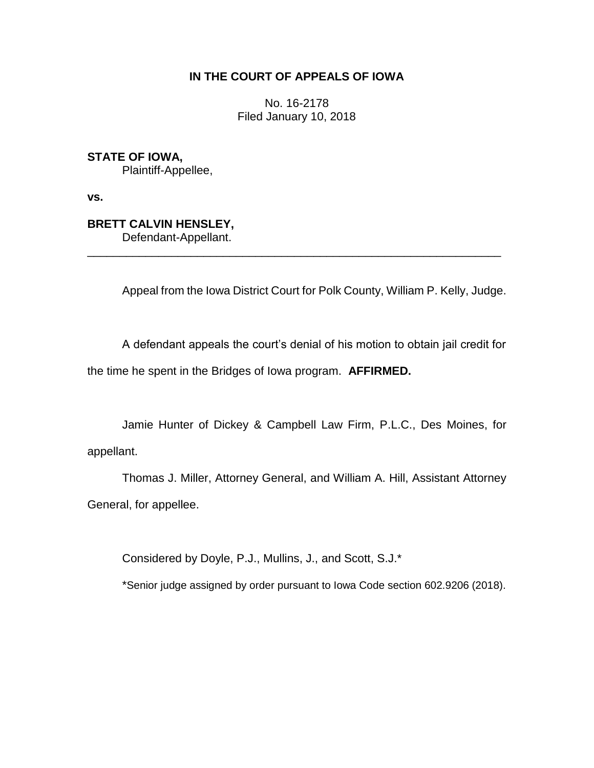# IN THE COURT OF APPEALS OF IOWA

No. 16-2178
Filed January 10, 2018

**STATE OF IOWA,**
Plaintiff-Appellee,

**vs.**

**BRETT CALVIN HENSLEY,**
Defendant-Appellant.

---

Appeal from the Iowa District Court for Polk County, William P. Kelly, Judge.

A defendant appeals the court's denial of his motion to obtain jail credit for the time he spent in the Bridges of Iowa program. **AFFIRMED.**

Jamie Hunter of Dickey & Campbell Law Firm, P.L.C., Des Moines, for appellant.

Thomas J. Miller, Attorney General, and William A. Hill, Assistant Attorney General, for appellee.

Considered by Doyle, P.J., Mullins, J., and Scott, S.J.*

*Senior judge assigned by order pursuant to Iowa Code section 602.9206 (2018).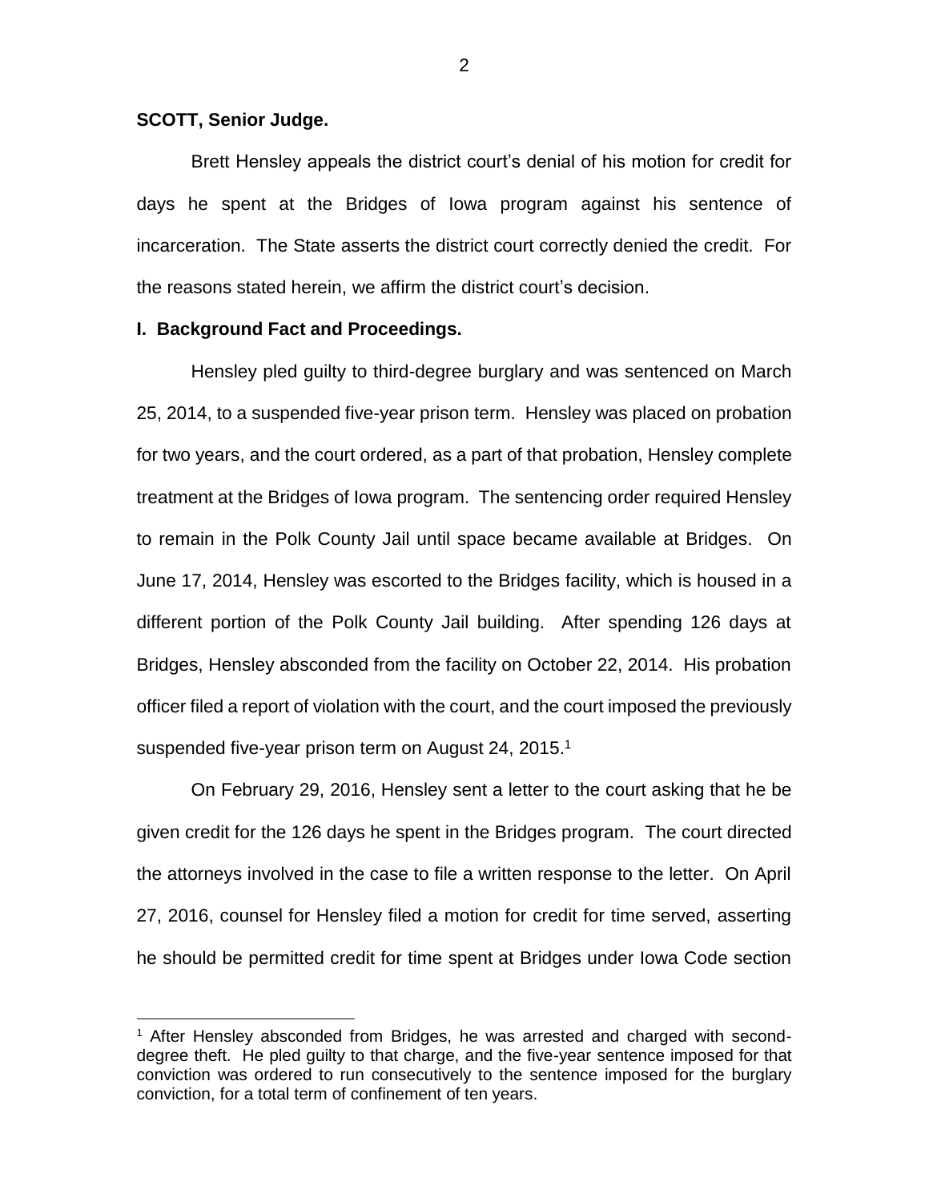**SCOTT, Senior Judge.**

Brett Hensley appeals the district court's denial of his motion for credit for days he spent at the Bridges of Iowa program against his sentence of incarceration. The State asserts the district court correctly denied the credit. For the reasons stated herein, we affirm the district court's decision.

## I. Background Fact and Proceedings.

Hensley pled guilty to third-degree burglary and was sentenced on March 25, 2014, to a suspended five-year prison term. Hensley was placed on probation for two years, and the court ordered, as a part of that probation, Hensley complete treatment at the Bridges of Iowa program. The sentencing order required Hensley to remain in the Polk County Jail until space became available at Bridges. On June 17, 2014, Hensley was escorted to the Bridges facility, which is housed in a different portion of the Polk County Jail building. After spending 126 days at Bridges, Hensley absconded from the facility on October 22, 2014. His probation officer filed a report of violation with the court, and the court imposed the previously suspended five-year prison term on August 24, 2015.[1]

On February 29, 2016, Hensley sent a letter to the court asking that he be given credit for the 126 days he spent in the Bridges program. The court directed the attorneys involved in the case to file a written response to the letter. On April 27, 2016, counsel for Hensley filed a motion for credit for time served, asserting he should be permitted credit for time spent at Bridges under Iowa Code section

[1] After Hensley absconded from Bridges, he was arrested and charged with second-degree theft. He pled guilty to that charge, and the five-year sentence imposed for that conviction was ordered to run consecutively to the sentence imposed for the burglary conviction, for a total term of confinement of ten years.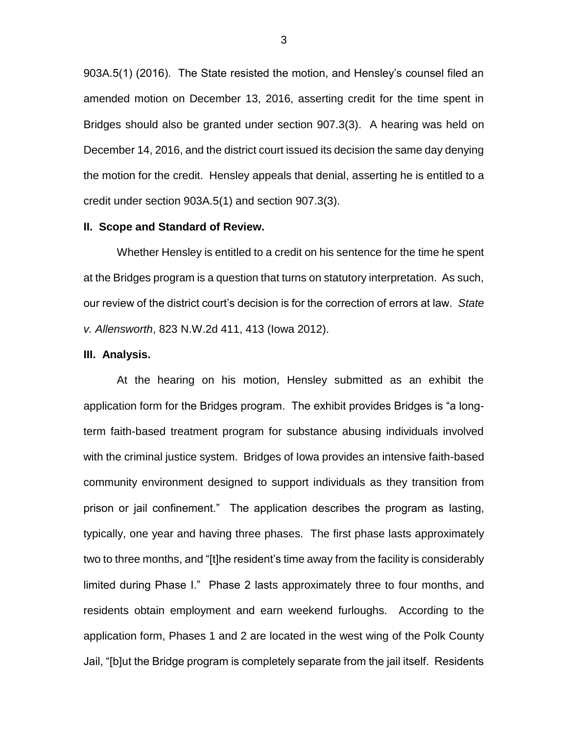903A.5(1) (2016). The State resisted the motion, and Hensley's counsel filed an amended motion on December 13, 2016, asserting credit for the time spent in Bridges should also be granted under section 907.3(3). A hearing was held on December 14, 2016, and the district court issued its decision the same day denying the motion for the credit. Hensley appeals that denial, asserting he is entitled to a credit under section 903A.5(1) and section 907.3(3).

## II. Scope and Standard of Review.

Whether Hensley is entitled to a credit on his sentence for the time he spent at the Bridges program is a question that turns on statutory interpretation. As such, our review of the district court's decision is for the correction of errors at law. *State v. Allensworth*, 823 N.W.2d 411, 413 (Iowa 2012).

## III. Analysis.

At the hearing on his motion, Hensley submitted as an exhibit the application form for the Bridges program. The exhibit provides Bridges is "a long-term faith-based treatment program for substance abusing individuals involved with the criminal justice system. Bridges of Iowa provides an intensive faith-based community environment designed to support individuals as they transition from prison or jail confinement." The application describes the program as lasting, typically, one year and having three phases. The first phase lasts approximately two to three months, and "[t]he resident's time away from the facility is considerably limited during Phase I." Phase 2 lasts approximately three to four months, and residents obtain employment and earn weekend furloughs. According to the application form, Phases 1 and 2 are located in the west wing of the Polk County Jail, "[b]ut the Bridge program is completely separate from the jail itself. Residents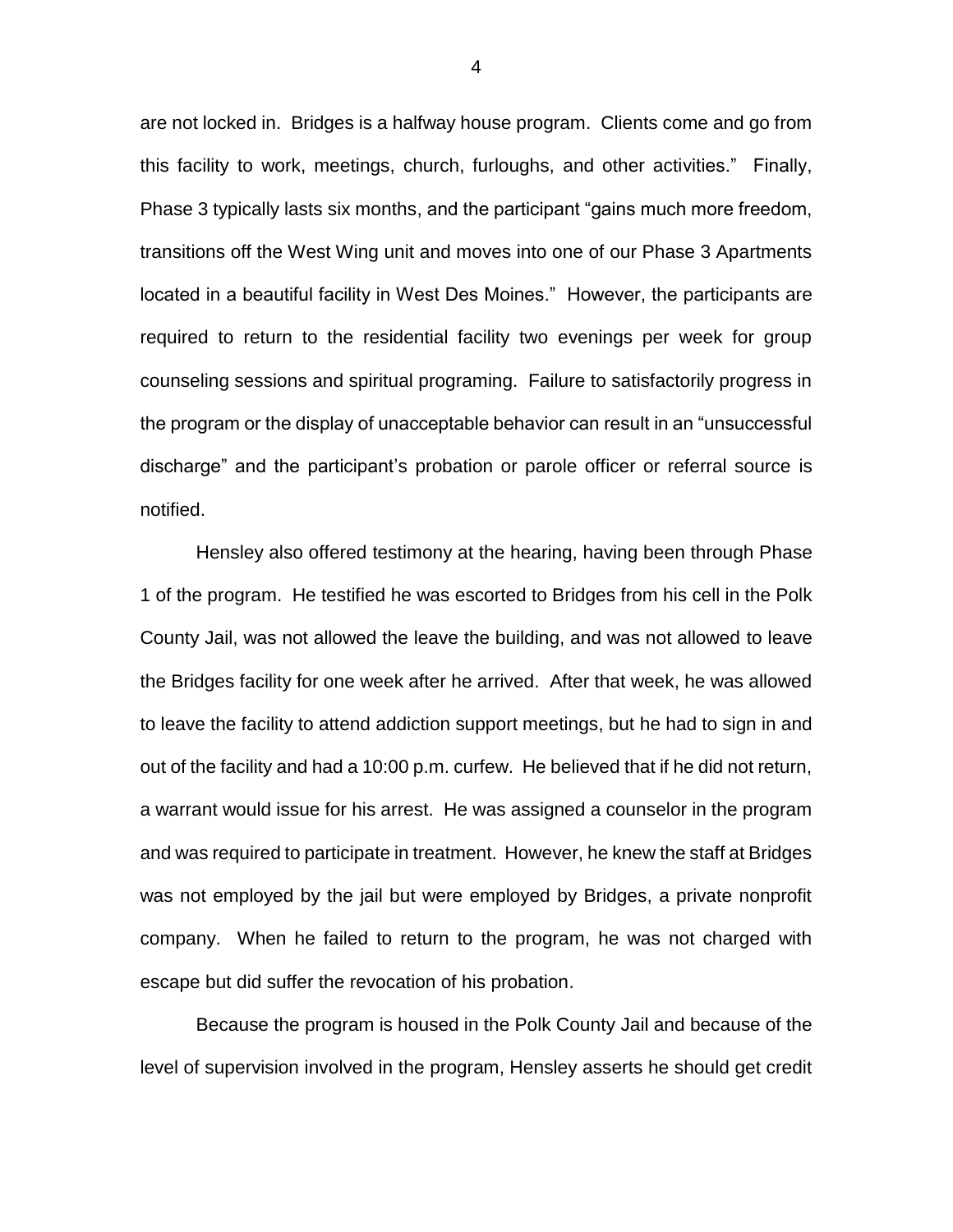are not locked in. Bridges is a halfway house program. Clients come and go from this facility to work, meetings, church, furloughs, and other activities." Finally, Phase 3 typically lasts six months, and the participant "gains much more freedom, transitions off the West Wing unit and moves into one of our Phase 3 Apartments located in a beautiful facility in West Des Moines." However, the participants are required to return to the residential facility two evenings per week for group counseling sessions and spiritual programing. Failure to satisfactorily progress in the program or the display of unacceptable behavior can result in an "unsuccessful discharge" and the participant's probation or parole officer or referral source is notified.

Hensley also offered testimony at the hearing, having been through Phase 1 of the program. He testified he was escorted to Bridges from his cell in the Polk County Jail, was not allowed the leave the building, and was not allowed to leave the Bridges facility for one week after he arrived. After that week, he was allowed to leave the facility to attend addiction support meetings, but he had to sign in and out of the facility and had a 10:00 p.m. curfew. He believed that if he did not return, a warrant would issue for his arrest. He was assigned a counselor in the program and was required to participate in treatment. However, he knew the staff at Bridges was not employed by the jail but were employed by Bridges, a private nonprofit company. When he failed to return to the program, he was not charged with escape but did suffer the revocation of his probation.

Because the program is housed in the Polk County Jail and because of the level of supervision involved in the program, Hensley asserts he should get credit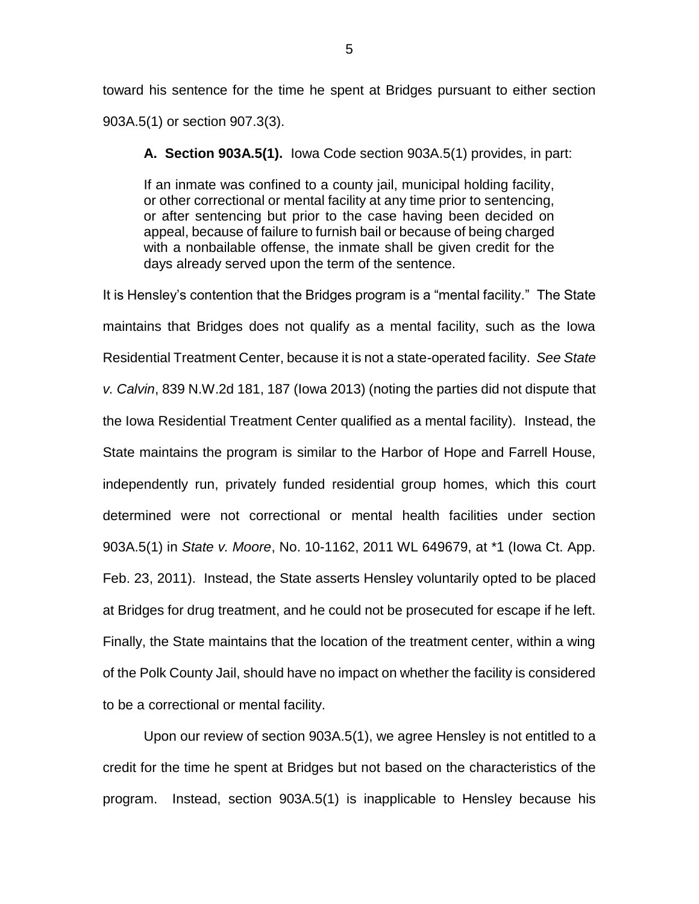toward his sentence for the time he spent at Bridges pursuant to either section 903A.5(1) or section 907.3(3).

**A. Section 903A.5(1).** Iowa Code section 903A.5(1) provides, in part:

> If an inmate was confined to a county jail, municipal holding facility, or other correctional or mental facility at any time prior to sentencing, or after sentencing but prior to the case having been decided on appeal, because of failure to furnish bail or because of being charged with a nonbailable offense, the inmate shall be given credit for the days already served upon the term of the sentence.

It is Hensley's contention that the Bridges program is a "mental facility." The State maintains that Bridges does not qualify as a mental facility, such as the Iowa Residential Treatment Center, because it is not a state-operated facility. *See State v. Calvin*, 839 N.W.2d 181, 187 (Iowa 2013) (noting the parties did not dispute that the Iowa Residential Treatment Center qualified as a mental facility). Instead, the State maintains the program is similar to the Harbor of Hope and Farrell House, independently run, privately funded residential group homes, which this court determined were not correctional or mental health facilities under section 903A.5(1) in *State v. Moore*, No. 10-1162, 2011 WL 649679, at *1 (Iowa Ct. App. Feb. 23, 2011). Instead, the State asserts Hensley voluntarily opted to be placed at Bridges for drug treatment, and he could not be prosecuted for escape if he left. Finally, the State maintains that the location of the treatment center, within a wing of the Polk County Jail, should have no impact on whether the facility is considered to be a correctional or mental facility.

Upon our review of section 903A.5(1), we agree Hensley is not entitled to a credit for the time he spent at Bridges but not based on the characteristics of the program. Instead, section 903A.5(1) is inapplicable to Hensley because his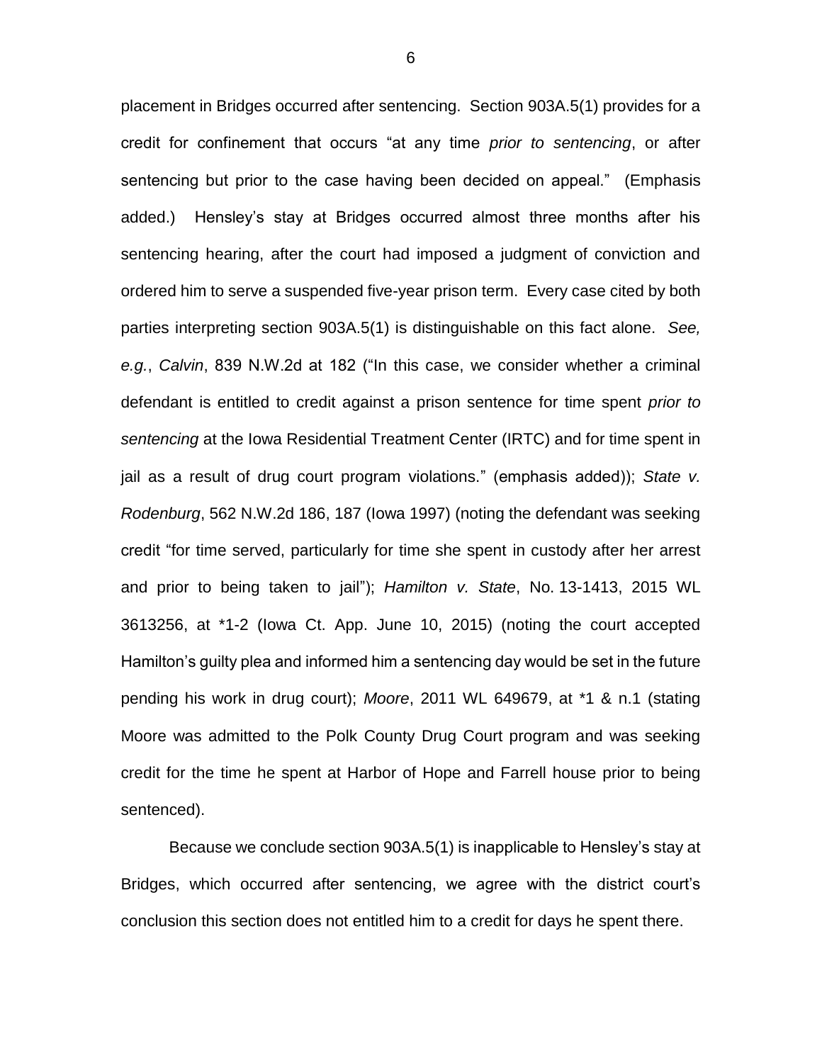placement in Bridges occurred after sentencing. Section 903A.5(1) provides for a credit for confinement that occurs "at any time *prior to sentencing*, or after sentencing but prior to the case having been decided on appeal." (Emphasis added.) Hensley's stay at Bridges occurred almost three months after his sentencing hearing, after the court had imposed a judgment of conviction and ordered him to serve a suspended five-year prison term. Every case cited by both parties interpreting section 903A.5(1) is distinguishable on this fact alone. *See, e.g.*, *Calvin*, 839 N.W.2d at 182 ("In this case, we consider whether a criminal defendant is entitled to credit against a prison sentence for time spent *prior to sentencing* at the Iowa Residential Treatment Center (IRTC) and for time spent in jail as a result of drug court program violations." (emphasis added)); *State v. Rodenburg*, 562 N.W.2d 186, 187 (Iowa 1997) (noting the defendant was seeking credit "for time served, particularly for time she spent in custody after her arrest and prior to being taken to jail"); *Hamilton v. State*, No. 13-1413, 2015 WL 3613256, at *1-2 (Iowa Ct. App. June 10, 2015) (noting the court accepted Hamilton's guilty plea and informed him a sentencing day would be set in the future pending his work in drug court); *Moore*, 2011 WL 649679, at *1 & n.1 (stating Moore was admitted to the Polk County Drug Court program and was seeking credit for the time he spent at Harbor of Hope and Farrell house prior to being sentenced).

Because we conclude section 903A.5(1) is inapplicable to Hensley's stay at Bridges, which occurred after sentencing, we agree with the district court's conclusion this section does not entitled him to a credit for days he spent there.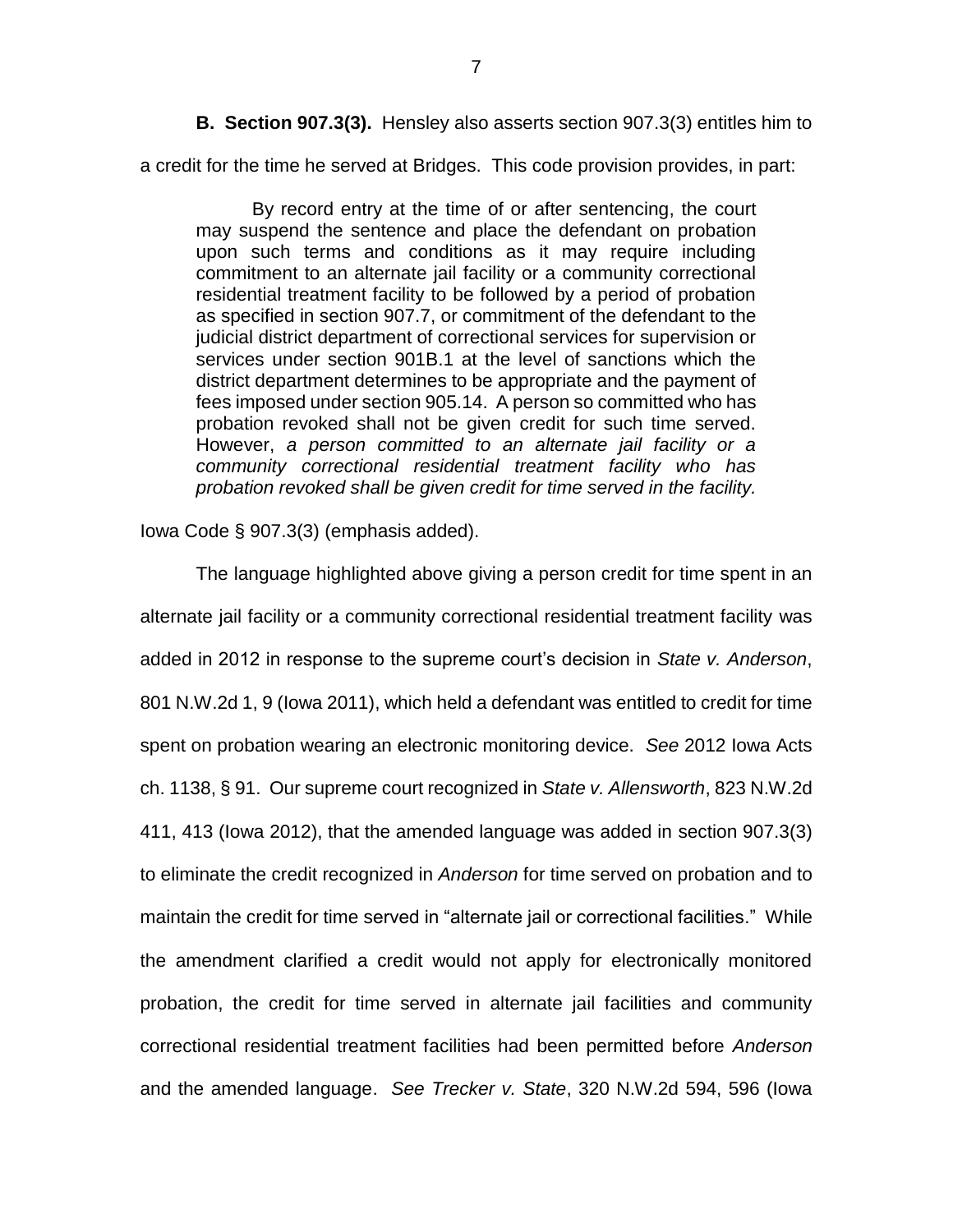**B. Section 907.3(3).** Hensley also asserts section 907.3(3) entitles him to a credit for the time he served at Bridges. This code provision provides, in part:

> By record entry at the time of or after sentencing, the court may suspend the sentence and place the defendant on probation upon such terms and conditions as it may require including commitment to an alternate jail facility or a community correctional residential treatment facility to be followed by a period of probation as specified in section 907.7, or commitment of the defendant to the judicial district department of correctional services for supervision or services under section 901B.1 at the level of sanctions which the district department determines to be appropriate and the payment of fees imposed under section 905.14. A person so committed who has probation revoked shall not be given credit for such time served. However, *a person committed to an alternate jail facility or a community correctional residential treatment facility who has probation revoked shall be given credit for time served in the facility.*

Iowa Code § 907.3(3) (emphasis added).

The language highlighted above giving a person credit for time spent in an alternate jail facility or a community correctional residential treatment facility was added in 2012 in response to the supreme court's decision in *State v. Anderson*, 801 N.W.2d 1, 9 (Iowa 2011), which held a defendant was entitled to credit for time spent on probation wearing an electronic monitoring device. *See* 2012 Iowa Acts ch. 1138, § 91. Our supreme court recognized in *State v. Allensworth*, 823 N.W.2d 411, 413 (Iowa 2012), that the amended language was added in section 907.3(3) to eliminate the credit recognized in *Anderson* for time served on probation and to maintain the credit for time served in "alternate jail or correctional facilities." While the amendment clarified a credit would not apply for electronically monitored probation, the credit for time served in alternate jail facilities and community correctional residential treatment facilities had been permitted before *Anderson* and the amended language. *See Trecker v. State*, 320 N.W.2d 594, 596 (Iowa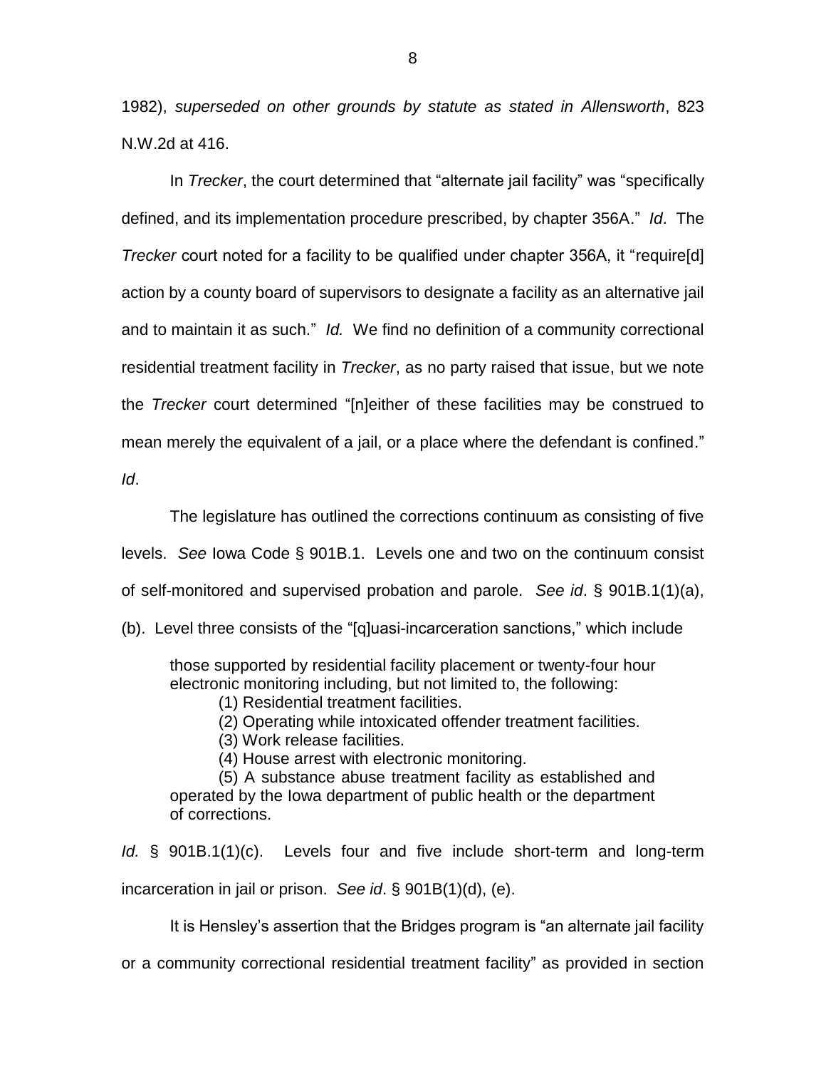1982), *superseded on other grounds by statute as stated in Allensworth*, 823 N.W.2d at 416.

In *Trecker*, the court determined that "alternate jail facility" was "specifically defined, and its implementation procedure prescribed, by chapter 356A." *Id*. The *Trecker* court noted for a facility to be qualified under chapter 356A, it "require[d] action by a county board of supervisors to designate a facility as an alternative jail and to maintain it as such." *Id.* We find no definition of a community correctional residential treatment facility in *Trecker*, as no party raised that issue, but we note the *Trecker* court determined "[n]either of these facilities may be construed to mean merely the equivalent of a jail, or a place where the defendant is confined." *Id*.

The legislature has outlined the corrections continuum as consisting of five levels. *See* Iowa Code § 901B.1. Levels one and two on the continuum consist of self-monitored and supervised probation and parole. *See id*. § 901B.1(1)(a), (b). Level three consists of the "[q]uasi-incarceration sanctions," which include

> those supported by residential facility placement or twenty-four hour electronic monitoring including, but not limited to, the following:
>
> (1) Residential treatment facilities.
>
> (2) Operating while intoxicated offender treatment facilities.
>
> (3) Work release facilities.
>
> (4) House arrest with electronic monitoring.
>
> (5) A substance abuse treatment facility as established and operated by the Iowa department of public health or the department of corrections.

*Id.* § 901B.1(1)(c). Levels four and five include short-term and long-term incarceration in jail or prison. *See id*. § 901B(1)(d), (e).

It is Hensley's assertion that the Bridges program is "an alternate jail facility or a community correctional residential treatment facility" as provided in section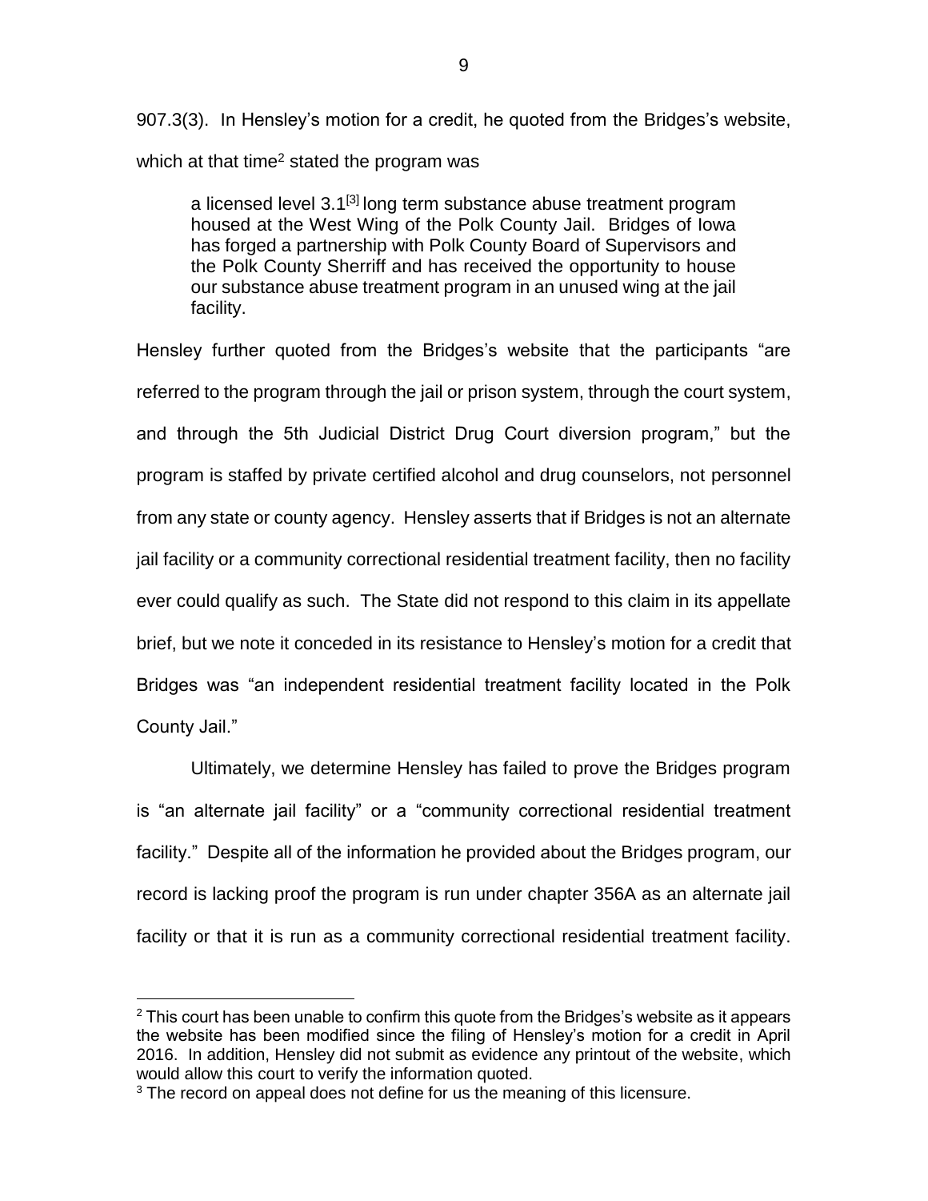907.3(3). In Hensley's motion for a credit, he quoted from the Bridges's website, which at that time[2] stated the program was

> a licensed level 3.1[3] long term substance abuse treatment program housed at the West Wing of the Polk County Jail. Bridges of Iowa has forged a partnership with Polk County Board of Supervisors and the Polk County Sherriff and has received the opportunity to house our substance abuse treatment program in an unused wing at the jail facility.

Hensley further quoted from the Bridges's website that the participants "are referred to the program through the jail or prison system, through the court system, and through the 5th Judicial District Drug Court diversion program," but the program is staffed by private certified alcohol and drug counselors, not personnel from any state or county agency. Hensley asserts that if Bridges is not an alternate jail facility or a community correctional residential treatment facility, then no facility ever could qualify as such. The State did not respond to this claim in its appellate brief, but we note it conceded in its resistance to Hensley's motion for a credit that Bridges was "an independent residential treatment facility located in the Polk County Jail."

Ultimately, we determine Hensley has failed to prove the Bridges program is "an alternate jail facility" or a "community correctional residential treatment facility." Despite all of the information he provided about the Bridges program, our record is lacking proof the program is run under chapter 356A as an alternate jail facility or that it is run as a community correctional residential treatment facility.

---

[2] This court has been unable to confirm this quote from the Bridges's website as it appears the website has been modified since the filing of Hensley's motion for a credit in April 2016. In addition, Hensley did not submit as evidence any printout of the website, which would allow this court to verify the information quoted.

[3] The record on appeal does not define for us the meaning of this licensure.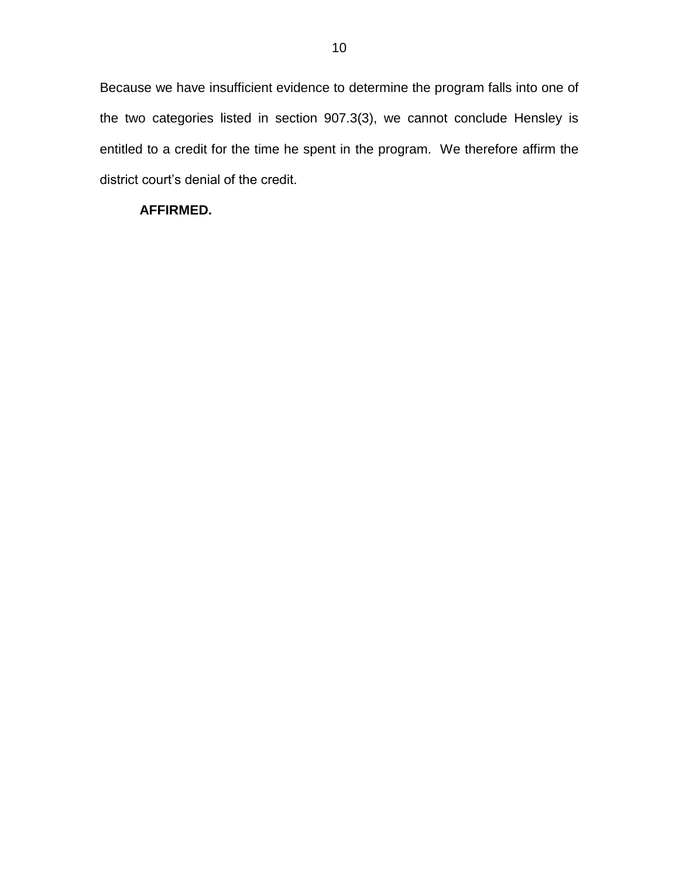Because we have insufficient evidence to determine the program falls into one of the two categories listed in section 907.3(3), we cannot conclude Hensley is entitled to a credit for the time he spent in the program. We therefore affirm the district court's denial of the credit.

**AFFIRMED.**